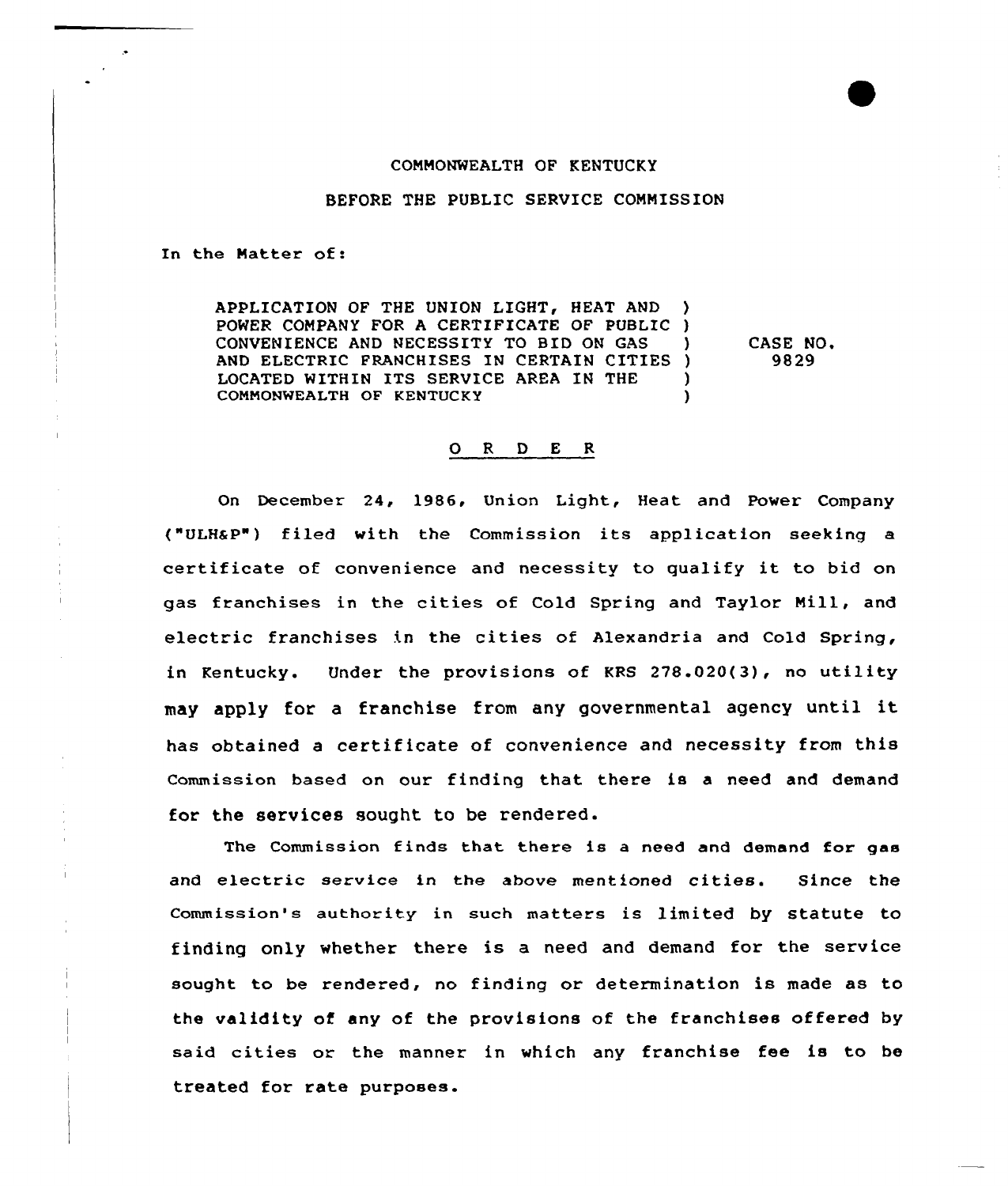COMMONWEALTH OF KENTUCKY

BEFORE THE PUBLIC SERVICE COMMISSION

In the Matter of:

| | | |
|---|---|---|
| APPLICATION OF THE UNION LIGHT, HEAT AND POWER COMPANY FOR A CERTIFICATE OF PUBLIC CONVENIENCE AND NECESSITY TO BID ON GAS AND ELECTRIC FRANCHISES IN CERTAIN CITIES LOCATED WITHIN ITS SERVICE AREA IN THE COMMONWEALTH OF KENTUCKY | ) ) ) ) ) ) | CASE NO. 9829 |

# O R D E R

On December 24, 1986, Union Light, Heat and Power Company ("ULH&P") filed with the Commission its application seeking a certificate of convenience and necessity to qualify it to bid on gas franchises in the cities of Cold Spring and Taylor Mill, and electric franchises in the cities of Alexandria and Cold Spring, in Kentucky. Under the provisions of KRS 278.020(3), no utility may apply for a franchise from any governmental agency until it has obtained a certificate of convenience and necessity from this Commission based on our finding that there is a need and demand for the services sought to be rendered.

The Commission finds that there is a need and demand for gas and electric service in the above mentioned cities. Since the Commission's authority in such matters is limited by statute to finding only whether there is a need and demand for the service sought to be rendered, no finding or determination is made as to the validity of any of the provisions of the franchises offered by said cities or the manner in which any franchise fee is to be treated for rate purposes.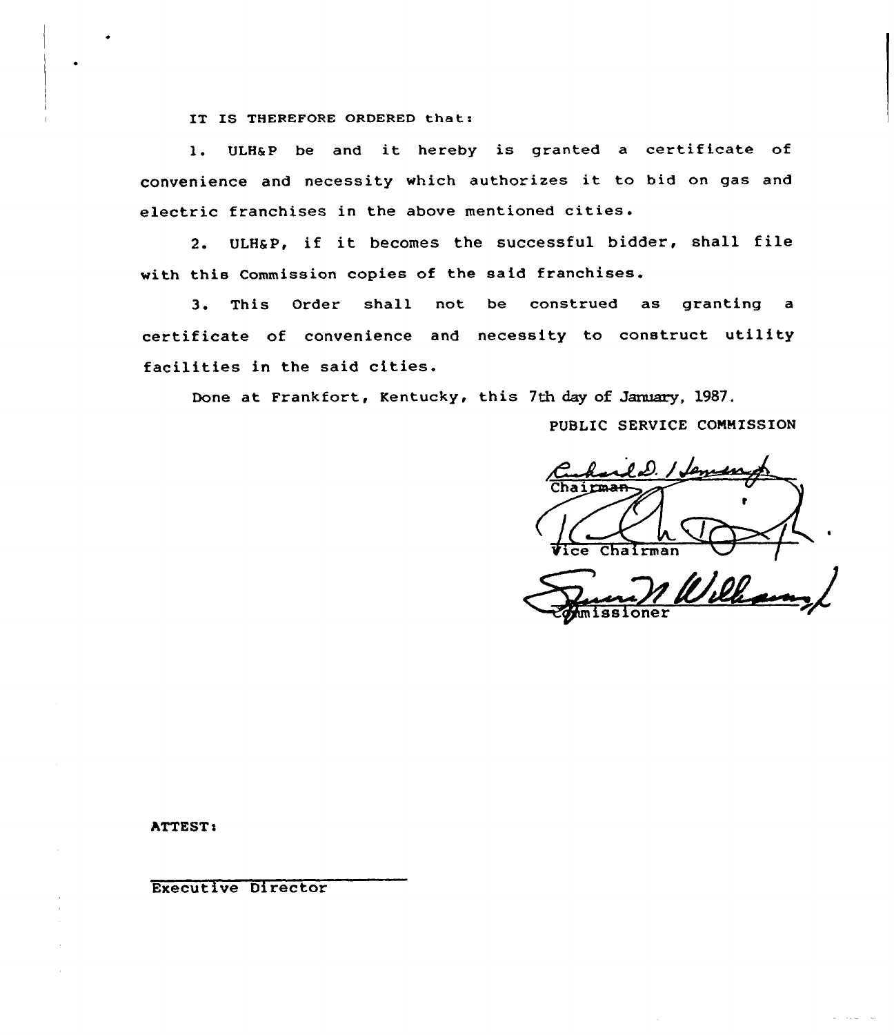IT IS THEREFORE ORDERED that:

1. ULH&P be and it hereby is granted a certificate of convenience and necessity which authorizes it to bid on gas and electric franchises in the above mentioned cities.

2. ULH&P, if it becomes the successful bidder, shall file with this Commission copies of the said franchises.

3. This Order shall not be construed as granting a certificate of convenience and necessity to construct utility facilities in the said cities.

Done at Frankfort, Kentucky, this 7th day of January, 1987.

PUBLIC SERVICE COMMISSION

Chairman

Vice Chairman

Commissioner

ATTEST:

Executive Director